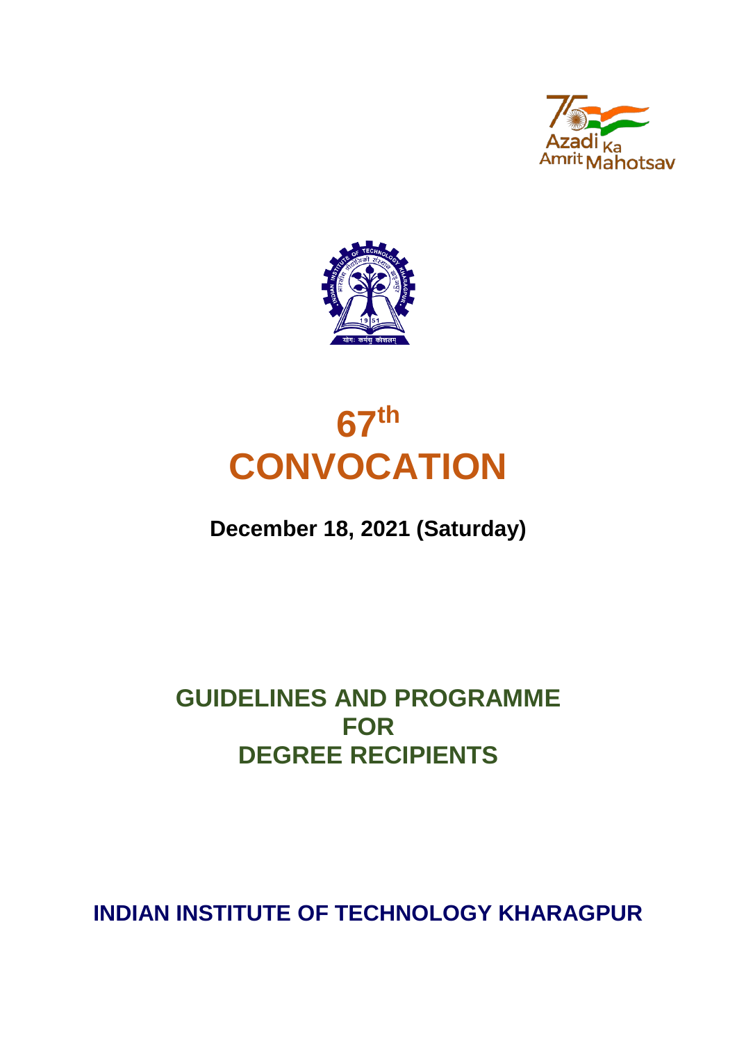# 67th CONVOCATION

**December 18, 2021 (Saturday)**

## GUIDELINES AND PROGRAMME FOR DEGREE RECIPIENTS

**INDIAN INSTITUTE OF TECHNOLOGY KHARAGPUR**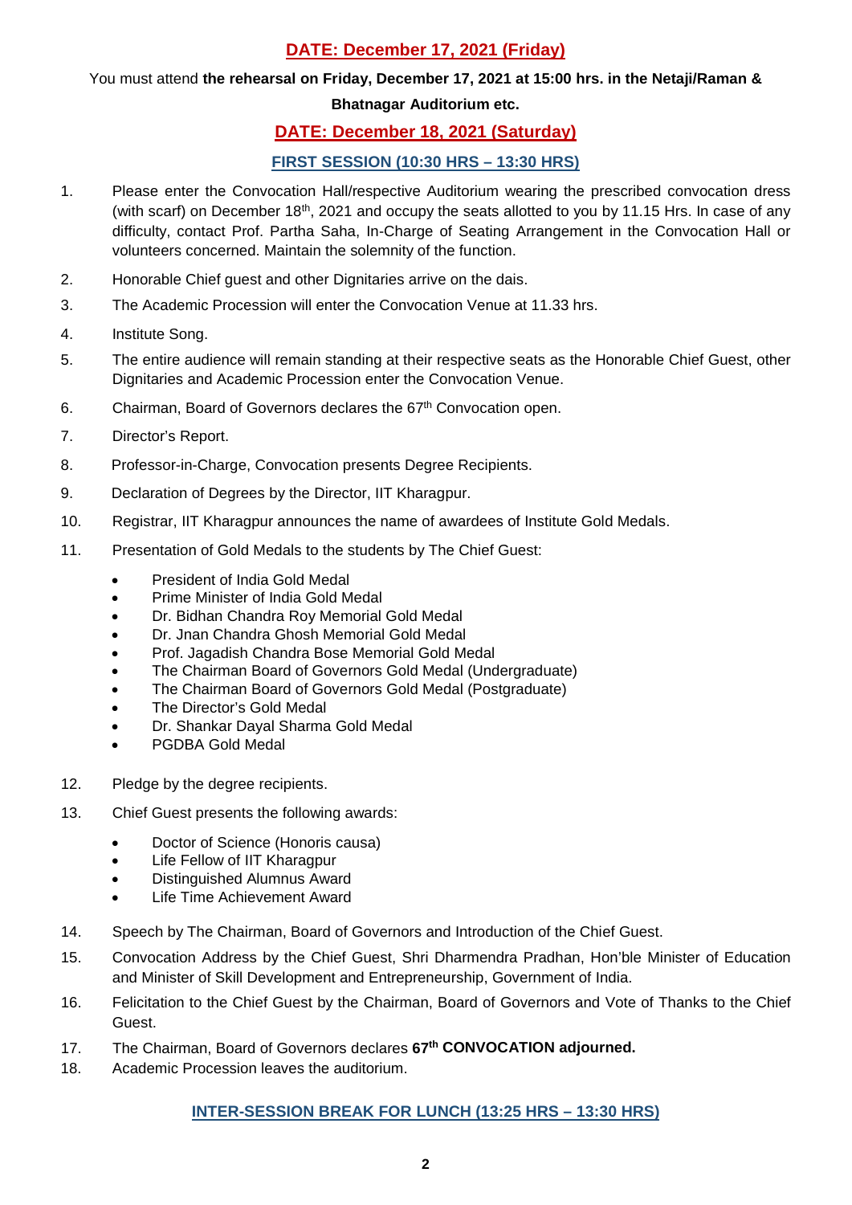## DATE: December 17, 2021 (Friday)

You must attend **the rehearsal on Friday, December 17, 2021 at 15:00 hrs. in the Netaji/Raman & Bhatnagar Auditorium etc.**

## DATE: December 18, 2021 (Saturday)

### FIRST SESSION (10:30 HRS – 13:30 HRS)

1. Please enter the Convocation Hall/respective Auditorium wearing the prescribed convocation dress (with scarf) on December 18th, 2021 and occupy the seats allotted to you by 11.15 Hrs. In case of any difficulty, contact Prof. Partha Saha, In-Charge of Seating Arrangement in the Convocation Hall or volunteers concerned. Maintain the solemnity of the function.
2. Honorable Chief guest and other Dignitaries arrive on the dais.
3. The Academic Procession will enter the Convocation Venue at 11.33 hrs.
4. Institute Song.
5. The entire audience will remain standing at their respective seats as the Honorable Chief Guest, other Dignitaries and Academic Procession enter the Convocation Venue.
6. Chairman, Board of Governors declares the 67th Convocation open.
7. Director's Report.
8. Professor-in-Charge, Convocation presents Degree Recipients.
9. Declaration of Degrees by the Director, IIT Kharagpur.
10. Registrar, IIT Kharagpur announces the name of awardees of Institute Gold Medals.
11. Presentation of Gold Medals to the students by The Chief Guest:
    - President of India Gold Medal
    - Prime Minister of India Gold Medal
    - Dr. Bidhan Chandra Roy Memorial Gold Medal
    - Dr. Jnan Chandra Ghosh Memorial Gold Medal
    - Prof. Jagadish Chandra Bose Memorial Gold Medal
    - The Chairman Board of Governors Gold Medal (Undergraduate)
    - The Chairman Board of Governors Gold Medal (Postgraduate)
    - The Director's Gold Medal
    - Dr. Shankar Dayal Sharma Gold Medal
    - PGDBA Gold Medal
12. Pledge by the degree recipients.
13. Chief Guest presents the following awards:
    - Doctor of Science (Honoris causa)
    - Life Fellow of IIT Kharagpur
    - Distinguished Alumnus Award
    - Life Time Achievement Award
14. Speech by The Chairman, Board of Governors and Introduction of the Chief Guest.
15. Convocation Address by the Chief Guest, Shri Dharmendra Pradhan, Hon'ble Minister of Education and Minister of Skill Development and Entrepreneurship, Government of India.
16. Felicitation to the Chief Guest by the Chairman, Board of Governors and Vote of Thanks to the Chief Guest.
17. The Chairman, Board of Governors declares **67th CONVOCATION adjourned.**
18. Academic Procession leaves the auditorium.

### INTER-SESSION BREAK FOR LUNCH (13:25 HRS – 13:30 HRS)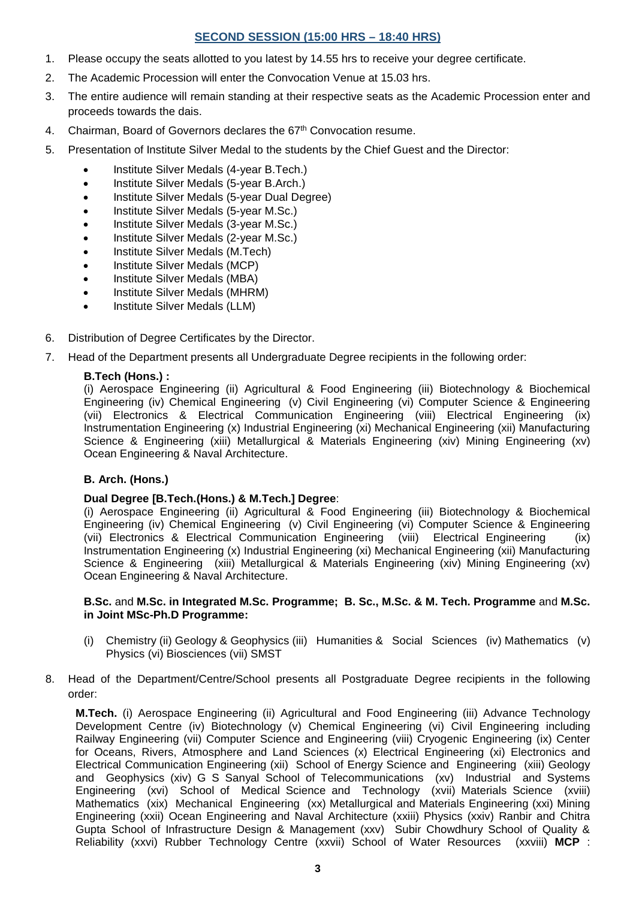## SECOND SESSION (15:00 HRS – 18:40 HRS)

1. Please occupy the seats allotted to you latest by 14.55 hrs to receive your degree certificate.
2. The Academic Procession will enter the Convocation Venue at 15.03 hrs.
3. The entire audience will remain standing at their respective seats as the Academic Procession enter and proceeds towards the dais.
4. Chairman, Board of Governors declares the 67th Convocation resume.
5. Presentation of Institute Silver Medal to the students by the Chief Guest and the Director:
   - Institute Silver Medals (4-year B.Tech.)
   - Institute Silver Medals (5-year B.Arch.)
   - Institute Silver Medals (5-year Dual Degree)
   - Institute Silver Medals (5-year M.Sc.)
   - Institute Silver Medals (3-year M.Sc.)
   - Institute Silver Medals (2-year M.Sc.)
   - Institute Silver Medals (M.Tech)
   - Institute Silver Medals (MCP)
   - Institute Silver Medals (MBA)
   - Institute Silver Medals (MHRM)
   - Institute Silver Medals (LLM)
6. Distribution of Degree Certificates by the Director.
7. Head of the Department presents all Undergraduate Degree recipients in the following order:

   **B.Tech (Hons.) :**
   (i) Aerospace Engineering (ii) Agricultural & Food Engineering (iii) Biotechnology & Biochemical Engineering (iv) Chemical Engineering (v) Civil Engineering (vi) Computer Science & Engineering (vii) Electronics & Electrical Communication Engineering (viii) Electrical Engineering (ix) Instrumentation Engineering (x) Industrial Engineering (xi) Mechanical Engineering (xii) Manufacturing Science & Engineering (xiii) Metallurgical & Materials Engineering (xiv) Mining Engineering (xv) Ocean Engineering & Naval Architecture.

   **B. Arch. (Hons.)**

   **Dual Degree [B.Tech.(Hons.) & M.Tech.] Degree**:
   (i) Aerospace Engineering (ii) Agricultural & Food Engineering (iii) Biotechnology & Biochemical Engineering (iv) Chemical Engineering (v) Civil Engineering (vi) Computer Science & Engineering (vii) Electronics & Electrical Communication Engineering (viii) Electrical Engineering (ix) Instrumentation Engineering (x) Industrial Engineering (xi) Mechanical Engineering (xii) Manufacturing Science & Engineering (xiii) Metallurgical & Materials Engineering (xiv) Mining Engineering (xv) Ocean Engineering & Naval Architecture.

   **B.Sc.** and **M.Sc. in Integrated M.Sc. Programme; B. Sc., M.Sc. & M. Tech. Programme** and **M.Sc. in Joint MSc-Ph.D Programme:**

   (i) Chemistry (ii) Geology & Geophysics (iii) Humanities & Social Sciences (iv) Mathematics (v) Physics (vi) Biosciences (vii) SMST

8. Head of the Department/Centre/School presents all Postgraduate Degree recipients in the following order:

   **M.Tech.** (i) Aerospace Engineering (ii) Agricultural and Food Engineering (iii) Advance Technology Development Centre (iv) Biotechnology (v) Chemical Engineering (vi) Civil Engineering including Railway Engineering (vii) Computer Science and Engineering (viii) Cryogenic Engineering (ix) Center for Oceans, Rivers, Atmosphere and Land Sciences (x) Electrical Engineering (xi) Electronics and Electrical Communication Engineering (xii) School of Energy Science and Engineering (xiii) Geology and Geophysics (xiv) G S Sanyal School of Telecommunications (xv) Industrial and Systems Engineering (xvi) School of Medical Science and Technology (xvii) Materials Science (xviii) Mathematics (xix) Mechanical Engineering (xx) Metallurgical and Materials Engineering (xxi) Mining Engineering (xxii) Ocean Engineering and Naval Architecture (xxiii) Physics (xxiv) Ranbir and Chitra Gupta School of Infrastructure Design & Management (xxv) Subir Chowdhury School of Quality & Reliability (xxvi) Rubber Technology Centre (xxvii) School of Water Resources (xxviii) **MCP** :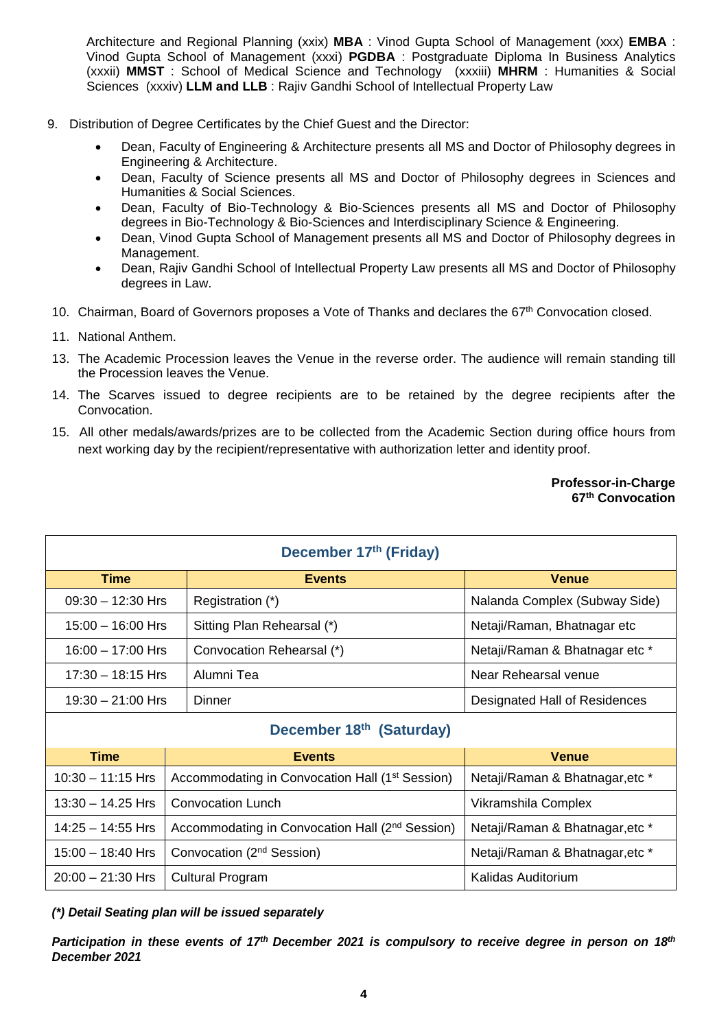Architecture and Regional Planning (xxix) **MBA** : Vinod Gupta School of Management (xxx) **EMBA** : Vinod Gupta School of Management (xxxi) **PGDBA** : Postgraduate Diploma In Business Analytics (xxxii) **MMST** : School of Medical Science and Technology (xxxiii) **MHRM** : Humanities & Social Sciences (xxxiv) **LLM and LLB** : Rajiv Gandhi School of Intellectual Property Law

9. Distribution of Degree Certificates by the Chief Guest and the Director:
    - Dean, Faculty of Engineering & Architecture presents all MS and Doctor of Philosophy degrees in Engineering & Architecture.
    - Dean, Faculty of Science presents all MS and Doctor of Philosophy degrees in Sciences and Humanities & Social Sciences.
    - Dean, Faculty of Bio-Technology & Bio-Sciences presents all MS and Doctor of Philosophy degrees in Bio-Technology & Bio-Sciences and Interdisciplinary Science & Engineering.
    - Dean, Vinod Gupta School of Management presents all MS and Doctor of Philosophy degrees in Management.
    - Dean, Rajiv Gandhi School of Intellectual Property Law presents all MS and Doctor of Philosophy degrees in Law.

10. Chairman, Board of Governors proposes a Vote of Thanks and declares the 67th Convocation closed.

11. National Anthem.

13. The Academic Procession leaves the Venue in the reverse order. The audience will remain standing till the Procession leaves the Venue.

14. The Scarves issued to degree recipients are to be retained by the degree recipients after the Convocation.

15. All other medals/awards/prizes are to be collected from the Academic Section during office hours from next working day by the recipient/representative with authorization letter and identity proof.

**Professor-in-Charge**
**67th Convocation**

**December 17th (Friday)**

| Time | Events | Venue |
|---|---|---|
| 09:30 – 12:30 Hrs | Registration (*) | Nalanda Complex (Subway Side) |
| 15:00 – 16:00 Hrs | Sitting Plan Rehearsal (*) | Netaji/Raman, Bhatnagar etc |
| 16:00 – 17:00 Hrs | Convocation Rehearsal (*) | Netaji/Raman & Bhatnagar etc * |
| 17:30 – 18:15 Hrs | Alumni Tea | Near Rehearsal venue |
| 19:30 – 21:00 Hrs | Dinner | Designated Hall of Residences |

**December 18th (Saturday)**

| Time | Events | Venue |
|---|---|---|
| 10:30 – 11:15 Hrs | Accommodating in Convocation Hall (1st Session) | Netaji/Raman & Bhatnagar,etc * |
| 13:30 – 14.25 Hrs | Convocation Lunch | Vikramshila Complex |
| 14:25 – 14:55 Hrs | Accommodating in Convocation Hall (2nd Session) | Netaji/Raman & Bhatnagar,etc * |
| 15:00 – 18:40 Hrs | Convocation (2nd Session) | Netaji/Raman & Bhatnagar,etc * |
| 20:00 – 21:30 Hrs | Cultural Program | Kalidas Auditorium |

***(\*) Detail Seating plan will be issued separately***

***Participation in these events of 17th December 2021 is compulsory to receive degree in person on 18th December 2021***